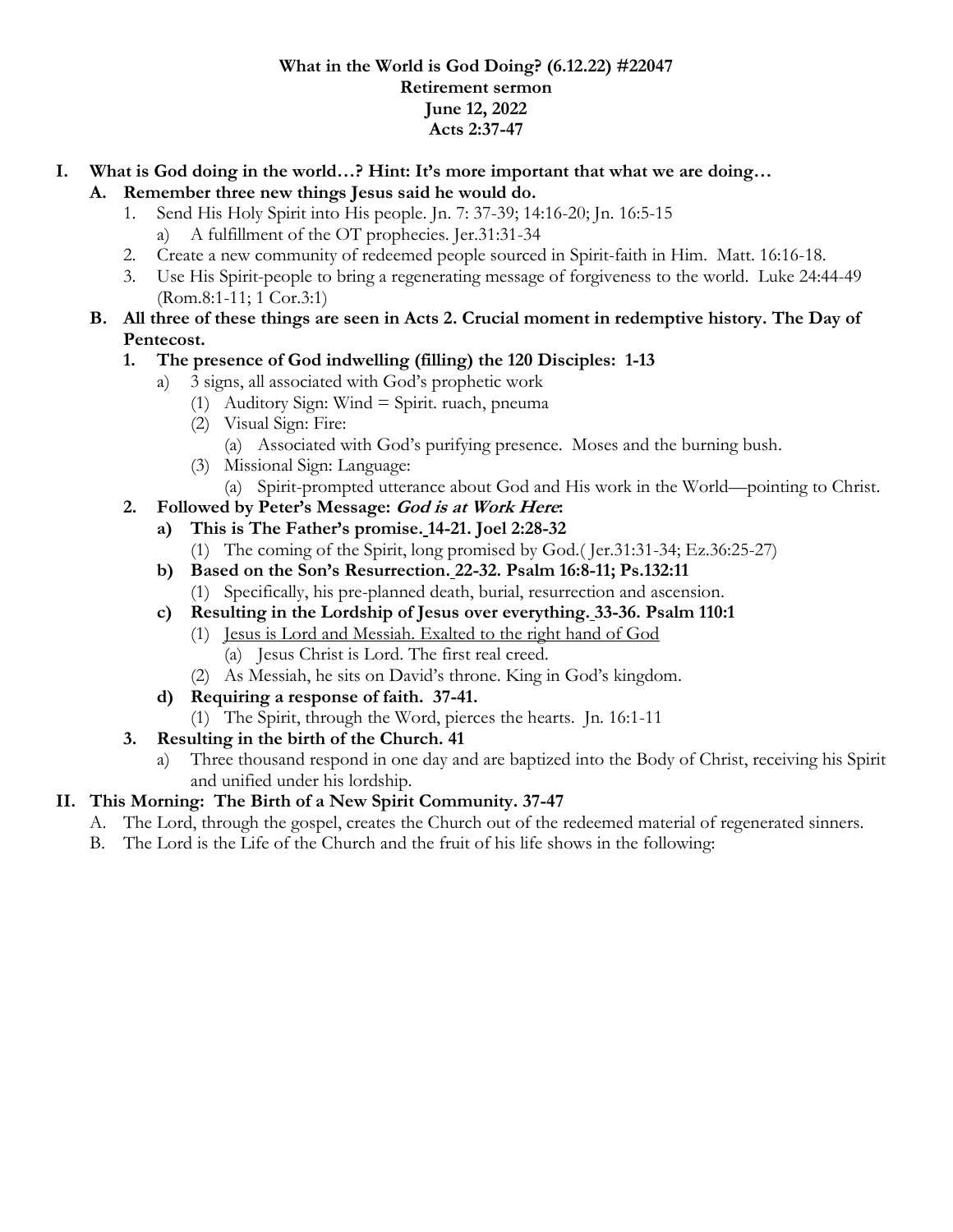**What in the World is God Doing? (6.12.22) #22047**
**Retirement sermon**
**June 12, 2022**
**Acts 2:37-47**

- **I. What is God doing in the world…? Hint: It's more important that what we are doing…**
  - **A. Remember three new things Jesus said he would do.**
    1. Send His Holy Spirit into His people. Jn. 7: 37-39; 14:16-20; Jn. 16:5-15
       - a) A fulfillment of the OT prophecies. Jer.31:31-34
    2. Create a new community of redeemed people sourced in Spirit-faith in Him. Matt. 16:16-18.
    3. Use His Spirit-people to bring a regenerating message of forgiveness to the world. Luke 24:44-49 (Rom.8:1-11; 1 Cor.3:1)
  - **B. All three of these things are seen in Acts 2. Crucial moment in redemptive history. The Day of Pentecost.**
    1. **The presence of God indwelling (filling) the 120 Disciples: 1-13**
       - a) 3 signs, all associated with God's prophetic work
         - (1) Auditory Sign: Wind = Spirit. ruach, pneuma
         - (2) Visual Sign: Fire:
           - (a) Associated with God's purifying presence. Moses and the burning bush.
         - (3) Missional Sign: Language:
           - (a) Spirit-prompted utterance about God and His work in the World—pointing to Christ.
    2. **Followed by Peter's Message: *God is at Work Here*:**
       - **a) This is The Father's promise. 14-21. Joel 2:28-32**
         - (1) The coming of the Spirit, long promised by God.( Jer.31:31-34; Ez.36:25-27)
       - **b) Based on the Son's Resurrection. 22-32. Psalm 16:8-11; Ps.132:11**
         - (1) Specifically, his pre-planned death, burial, resurrection and ascension.
       - **c) Resulting in the Lordship of Jesus over everything. 33-36. Psalm 110:1**
         - (1) <u>Jesus is Lord and Messiah. Exalted to the right hand of God</u>
           - (a) Jesus Christ is Lord. The first real creed.
         - (2) As Messiah, he sits on David's throne. King in God's kingdom.
       - **d) Requiring a response of faith. 37-41.**
         - (1) The Spirit, through the Word, pierces the hearts. Jn. 16:1-11
    3. **Resulting in the birth of the Church. 41**
       - a) Three thousand respond in one day and are baptized into the Body of Christ, receiving his Spirit and unified under his lordship.
- **II. This Morning: The Birth of a New Spirit Community. 37-47**
  - A. The Lord, through the gospel, creates the Church out of the redeemed material of regenerated sinners.
  - B. The Lord is the Life of the Church and the fruit of his life shows in the following: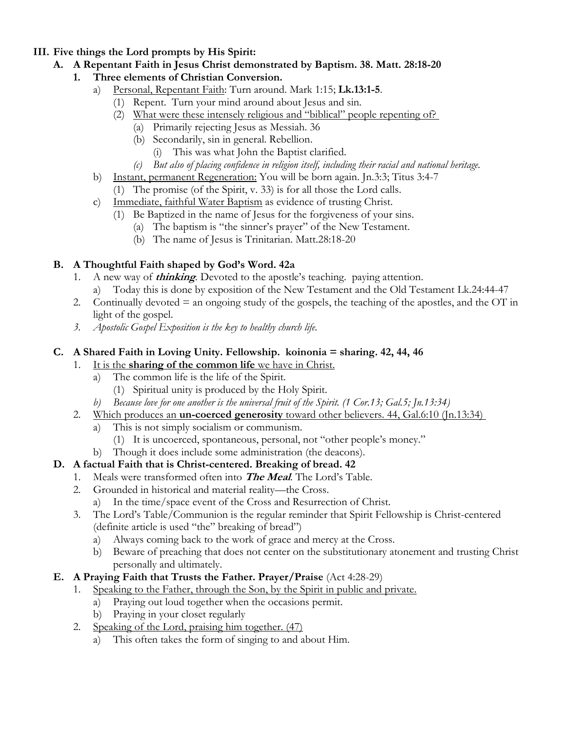**III. Five things the Lord prompts by His Spirit:**

**A. A Repentant Faith in Jesus Christ demonstrated by Baptism. 38. Matt. 28:18-20**

**1. Three elements of Christian Conversion.**

- a) <u>Personal, Repentant Faith</u>: Turn around. Mark 1:15; **Lk.13:1-5**.
  - (1) Repent. Turn your mind around about Jesus and sin.
  - (2) <u>What were these intensely religious and "biblical" people repenting of?</u>
    - (a) Primarily rejecting Jesus as Messiah. 36
    - (b) Secondarily, sin in general. Rebellion.
      - (i) This was what John the Baptist clarified.
    - *(c) But also of placing confidence in religion itself, including their racial and national heritage.*
- b) <u>Instant, permanent Regeneration:</u> You will be born again. Jn.3:3; Titus 3:4-7
  - (1) The promise (of the Spirit, v. 33) is for all those the Lord calls.
- c) <u>Immediate, faithful Water Baptism</u> as evidence of trusting Christ.
  - (1) Be Baptized in the name of Jesus for the forgiveness of your sins.
    - (a) The baptism is "the sinner's prayer" of the New Testament.
    - (b) The name of Jesus is Trinitarian. Matt.28:18-20

**B. A Thoughtful Faith shaped by God's Word. 42a**

1. A new way of ***thinking***. Devoted to the apostle's teaching. paying attention.
   - a) Today this is done by exposition of the New Testament and the Old Testament Lk.24:44-47
2. Continually devoted = an ongoing study of the gospels, the teaching of the apostles, and the OT in light of the gospel.
3. *Apostolic Gospel Exposition is the key to healthy church life.*

**C. A Shared Faith in Loving Unity. Fellowship. koinonia = sharing. 42, 44, 46**

1. <u>It is the **sharing of the common life** we have in Christ.</u>
   - a) The common life is the life of the Spirit.
     - (1) Spiritual unity is produced by the Holy Spirit.
   - *b) Because love for one another is the universal fruit of the Spirit. (1 Cor.13; Gal.5; Jn.13:34)*
2. <u>Which produces an **un-coerced generosity** toward other believers. 44, Gal.6:10 (Jn.13:34)</u>
   - a) This is not simply socialism or communism.
     - (1) It is uncoerced, spontaneous, personal, not "other people's money."
   - b) Though it does include some administration (the deacons).

**D. A factual Faith that is Christ-centered. Breaking of bread. 42**

1. Meals were transformed often into ***The Meal***. The Lord's Table.
2. Grounded in historical and material reality—the Cross.
   - a) In the time/space event of the Cross and Resurrection of Christ.
3. The Lord's Table/Communion is the regular reminder that Spirit Fellowship is Christ-centered (definite article is used "the" breaking of bread")
   - a) Always coming back to the work of grace and mercy at the Cross.
   - b) Beware of preaching that does not center on the substitutionary atonement and trusting Christ personally and ultimately.

**E. A Praying Faith that Trusts the Father. Prayer/Praise** (Act 4:28-29)

1. <u>Speaking to the Father, through the Son, by the Spirit in public and private.</u>
   - a) Praying out loud together when the occasions permit.
   - b) Praying in your closet regularly
2. <u>Speaking of the Lord, praising him together. (47)</u>
   - a) This often takes the form of singing to and about Him.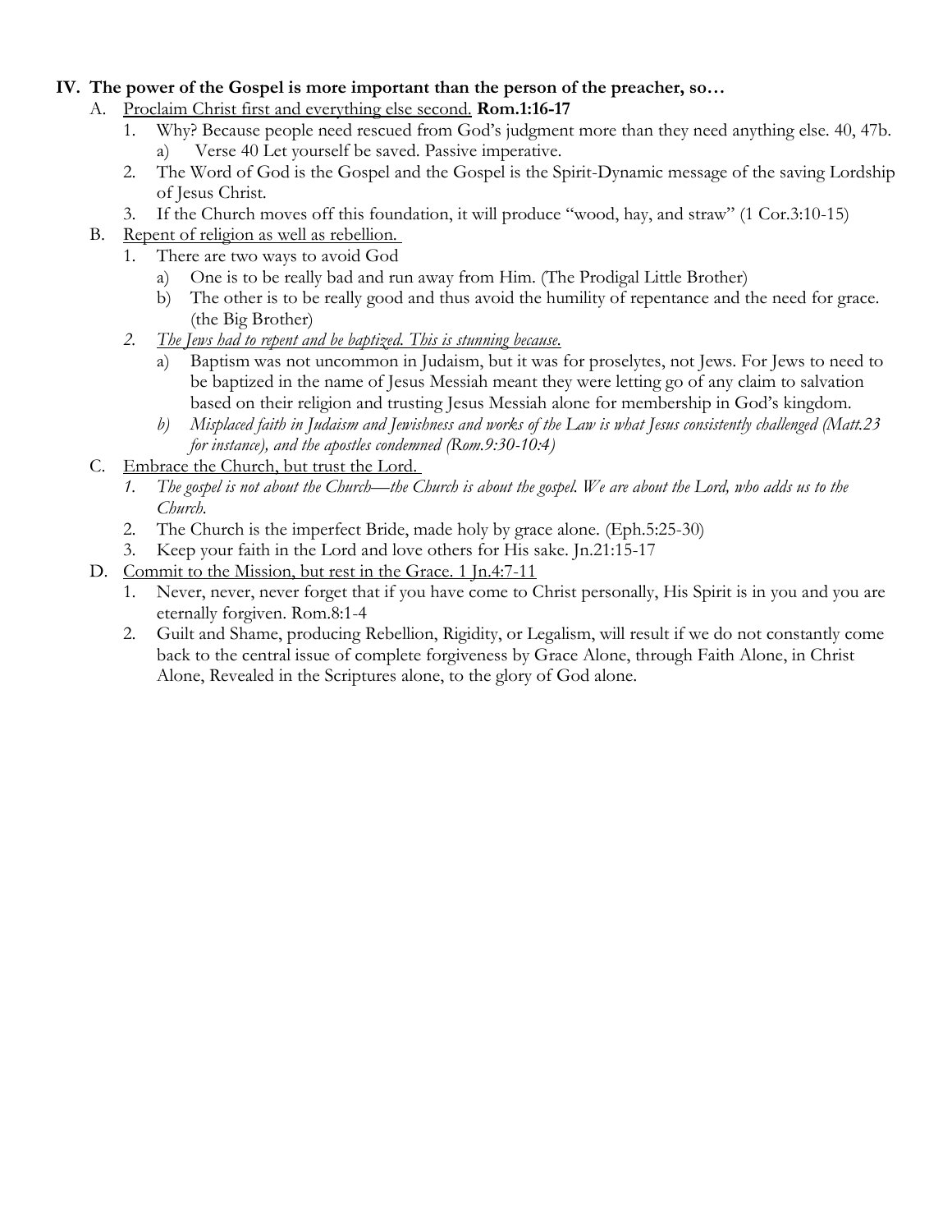**IV. The power of the Gospel is more important than the person of the preacher, so…**

A. <u>Proclaim Christ first and everything else second.</u> **Rom.1:16-17**

1. Why? Because people need rescued from God's judgment more than they need anything else. 40, 47b.
   a) Verse 40 Let yourself be saved. Passive imperative.
2. The Word of God is the Gospel and the Gospel is the Spirit-Dynamic message of the saving Lordship of Jesus Christ.
3. If the Church moves off this foundation, it will produce "wood, hay, and straw" (1 Cor.3:10-15)

B. <u>Repent of religion as well as rebellion.</u>

1. There are two ways to avoid God
   a) One is to be really bad and run away from Him. (The Prodigal Little Brother)
   b) The other is to be really good and thus avoid the humility of repentance and the need for grace. (the Big Brother)
2. *<u>The Jews had to repent and be baptized. This is stunning because.</u>*
   a) Baptism was not uncommon in Judaism, but it was for proselytes, not Jews. For Jews to need to be baptized in the name of Jesus Messiah meant they were letting go of any claim to salvation based on their religion and trusting Jesus Messiah alone for membership in God's kingdom.
   b) *Misplaced faith in Judaism and Jewishness and works of the Law is what Jesus consistently challenged (Matt.23 for instance), and the apostles condemned (Rom.9:30-10:4)*

C. <u>Embrace the Church, but trust the Lord.</u>

1. *The gospel is not about the Church—the Church is about the gospel. We are about the Lord, who adds us to the Church.*
2. The Church is the imperfect Bride, made holy by grace alone. (Eph.5:25-30)
3. Keep your faith in the Lord and love others for His sake. Jn.21:15-17

D. <u>Commit to the Mission, but rest in the Grace. 1 Jn.4:7-11</u>

1. Never, never, never forget that if you have come to Christ personally, His Spirit is in you and you are eternally forgiven. Rom.8:1-4
2. Guilt and Shame, producing Rebellion, Rigidity, or Legalism, will result if we do not constantly come back to the central issue of complete forgiveness by Grace Alone, through Faith Alone, in Christ Alone, Revealed in the Scriptures alone, to the glory of God alone.